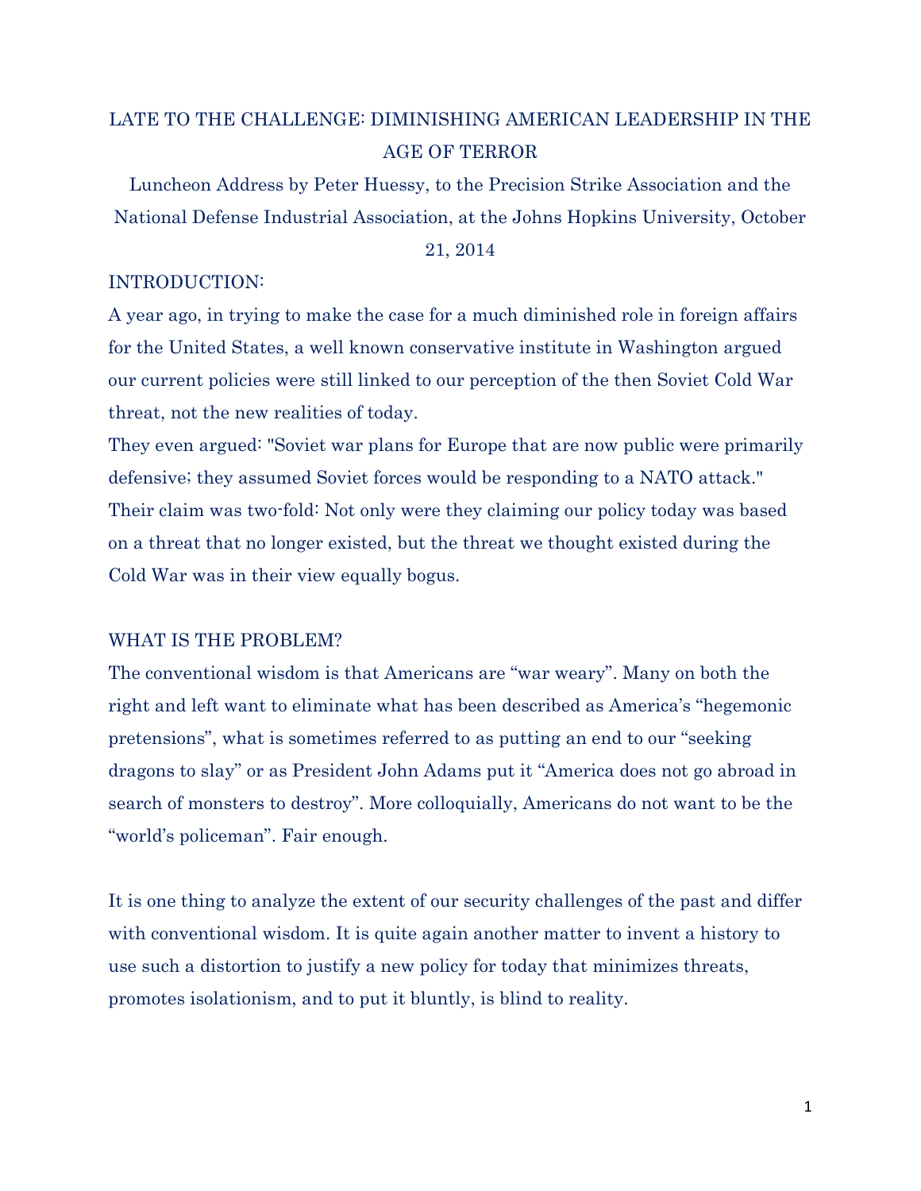# LATE TO THE CHALLENGE: DIMINISHING AMERICAN LEADERSHIP IN THE AGE OF TERROR

Luncheon Address by Peter Huessy, to the Precision Strike Association and the National Defense Industrial Association, at the Johns Hopkins University, October 21, 2014

## INTRODUCTION:

A year ago, in trying to make the case for a much diminished role in foreign affairs for the United States, a well known conservative institute in Washington argued our current policies were still linked to our perception of the then Soviet Cold War threat, not the new realities of today.

They even argued: "Soviet war plans for Europe that are now public were primarily defensive; they assumed Soviet forces would be responding to a NATO attack." Their claim was two-fold: Not only were they claiming our policy today was based on a threat that no longer existed, but the threat we thought existed during the Cold War was in their view equally bogus.

## WHAT IS THE PROBLEM?

The conventional wisdom is that Americans are "war weary". Many on both the right and left want to eliminate what has been described as America's "hegemonic pretensions", what is sometimes referred to as putting an end to our "seeking dragons to slay" or as President John Adams put it "America does not go abroad in search of monsters to destroy". More colloquially, Americans do not want to be the "world's policeman". Fair enough.

It is one thing to analyze the extent of our security challenges of the past and differ with conventional wisdom. It is quite again another matter to invent a history to use such a distortion to justify a new policy for today that minimizes threats, promotes isolationism, and to put it bluntly, is blind to reality.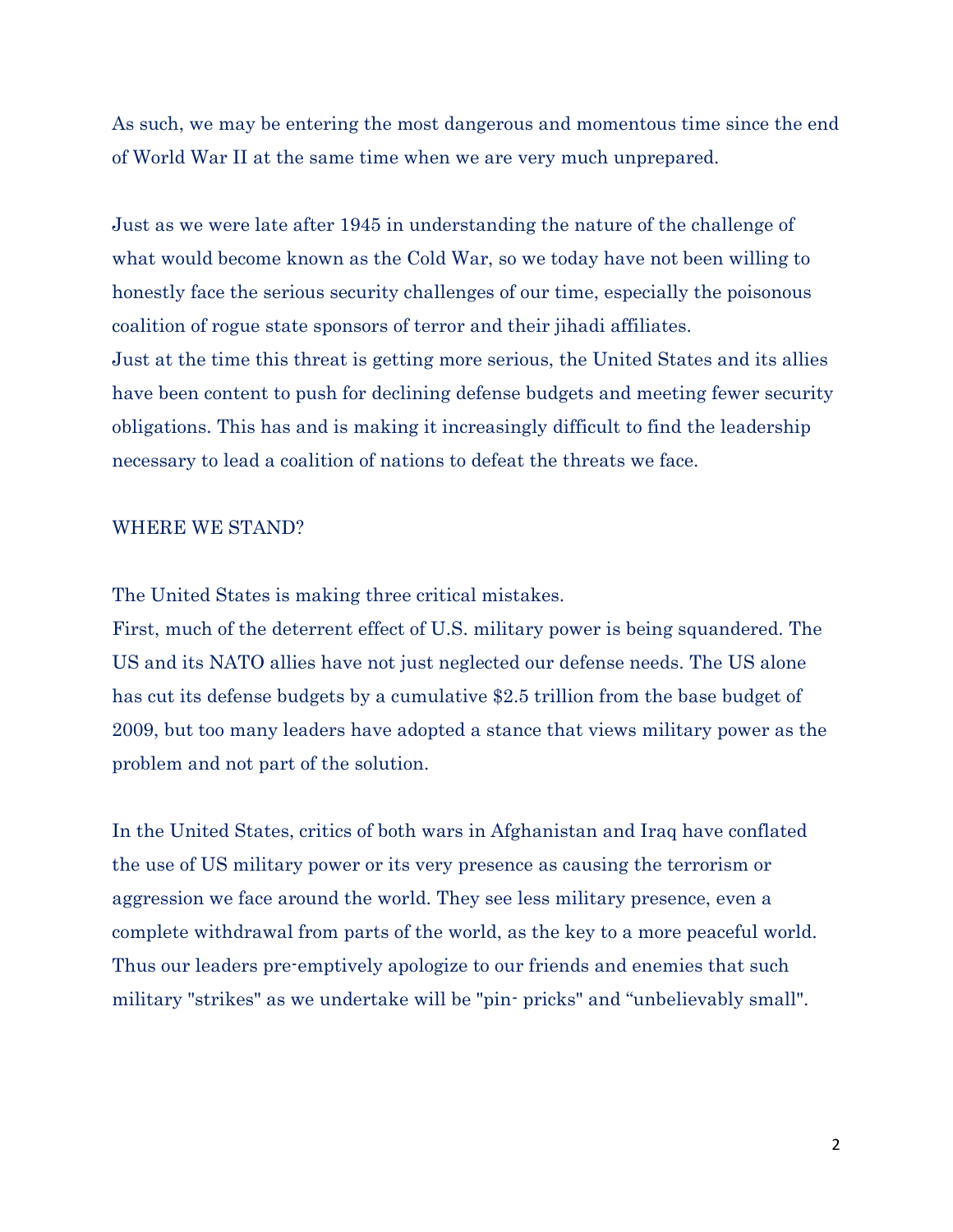As such, we may be entering the most dangerous and momentous time since the end of World War II at the same time when we are very much unprepared.

Just as we were late after 1945 in understanding the nature of the challenge of what would become known as the Cold War, so we today have not been willing to honestly face the serious security challenges of our time, especially the poisonous coalition of rogue state sponsors of terror and their jihadi affiliates.
Just at the time this threat is getting more serious, the United States and its allies have been content to push for declining defense budgets and meeting fewer security obligations. This has and is making it increasingly difficult to find the leadership necessary to lead a coalition of nations to defeat the threats we face.

WHERE WE STAND?

The United States is making three critical mistakes.
First, much of the deterrent effect of U.S. military power is being squandered. The US and its NATO allies have not just neglected our defense needs. The US alone has cut its defense budgets by a cumulative $2.5 trillion from the base budget of 2009, but too many leaders have adopted a stance that views military power as the problem and not part of the solution.

In the United States, critics of both wars in Afghanistan and Iraq have conflated the use of US military power or its very presence as causing the terrorism or aggression we face around the world. They see less military presence, even a complete withdrawal from parts of the world, as the key to a more peaceful world. Thus our leaders pre-emptively apologize to our friends and enemies that such military "strikes" as we undertake will be "pin- pricks" and "unbelievably small".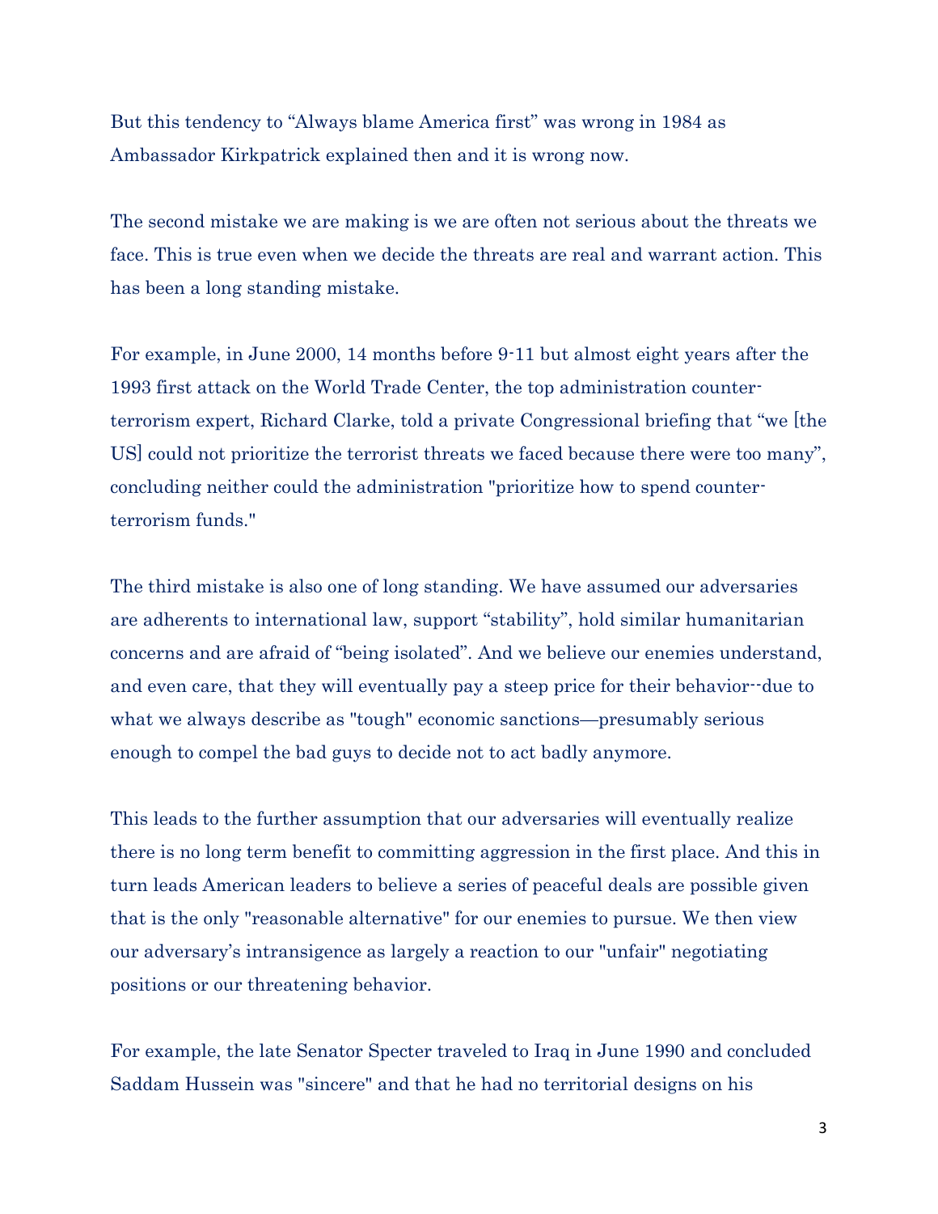But this tendency to "Always blame America first" was wrong in 1984 as Ambassador Kirkpatrick explained then and it is wrong now.

The second mistake we are making is we are often not serious about the threats we face. This is true even when we decide the threats are real and warrant action. This has been a long standing mistake.

For example, in June 2000, 14 months before 9-11 but almost eight years after the 1993 first attack on the World Trade Center, the top administration counter-terrorism expert, Richard Clarke, told a private Congressional briefing that "we [the US] could not prioritize the terrorist threats we faced because there were too many", concluding neither could the administration "prioritize how to spend counter-terrorism funds."

The third mistake is also one of long standing. We have assumed our adversaries are adherents to international law, support "stability", hold similar humanitarian concerns and are afraid of "being isolated". And we believe our enemies understand, and even care, that they will eventually pay a steep price for their behavior--due to what we always describe as "tough" economic sanctions—presumably serious enough to compel the bad guys to decide not to act badly anymore.

This leads to the further assumption that our adversaries will eventually realize there is no long term benefit to committing aggression in the first place. And this in turn leads American leaders to believe a series of peaceful deals are possible given that is the only "reasonable alternative" for our enemies to pursue. We then view our adversary's intransigence as largely a reaction to our "unfair" negotiating positions or our threatening behavior.

For example, the late Senator Specter traveled to Iraq in June 1990 and concluded Saddam Hussein was "sincere" and that he had no territorial designs on his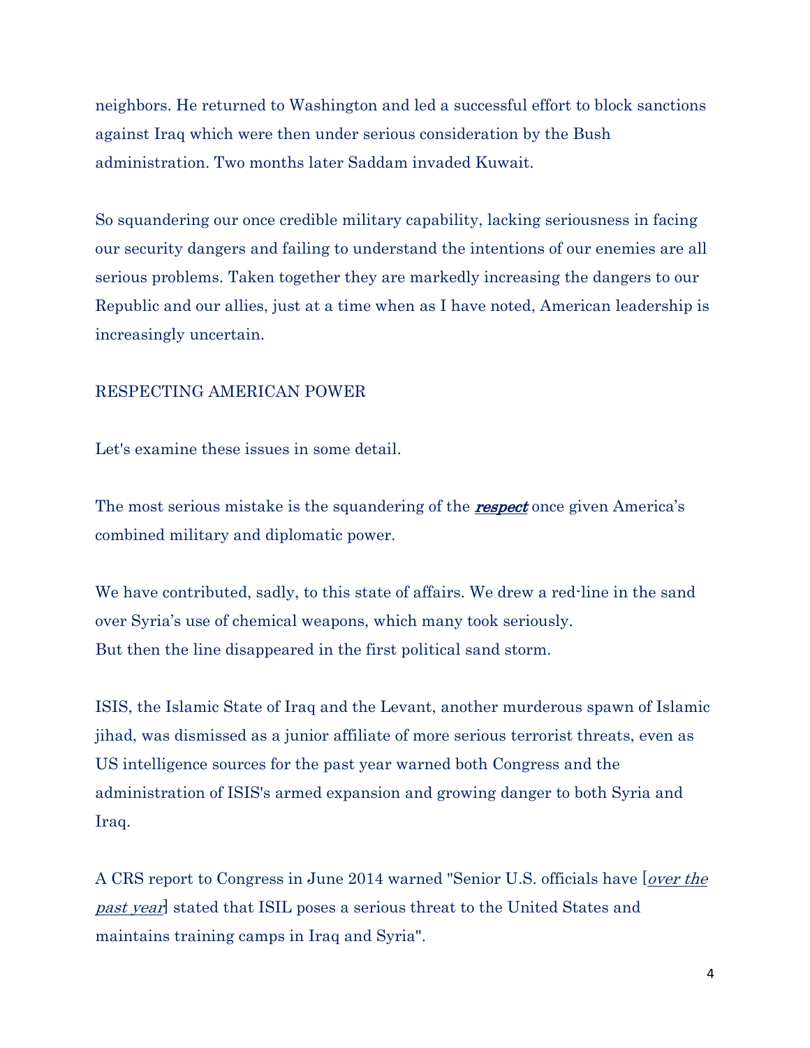neighbors. He returned to Washington and led a successful effort to block sanctions against Iraq which were then under serious consideration by the Bush administration. Two months later Saddam invaded Kuwait.

So squandering our once credible military capability, lacking seriousness in facing our security dangers and failing to understand the intentions of our enemies are all serious problems. Taken together they are markedly increasing the dangers to our Republic and our allies, just at a time when as I have noted, American leadership is increasingly uncertain.

## RESPECTING AMERICAN POWER

Let's examine these issues in some detail.

The most serious mistake is the squandering of the ***respect*** once given America's combined military and diplomatic power.

We have contributed, sadly, to this state of affairs. We drew a red-line in the sand over Syria's use of chemical weapons, which many took seriously.
But then the line disappeared in the first political sand storm.

ISIS, the Islamic State of Iraq and the Levant, another murderous spawn of Islamic jihad, was dismissed as a junior affiliate of more serious terrorist threats, even as US intelligence sources for the past year warned both Congress and the administration of ISIS's armed expansion and growing danger to both Syria and Iraq.

A CRS report to Congress in June 2014 warned "Senior U.S. officials have [*over the past year*] stated that ISIL poses a serious threat to the United States and maintains training camps in Iraq and Syria".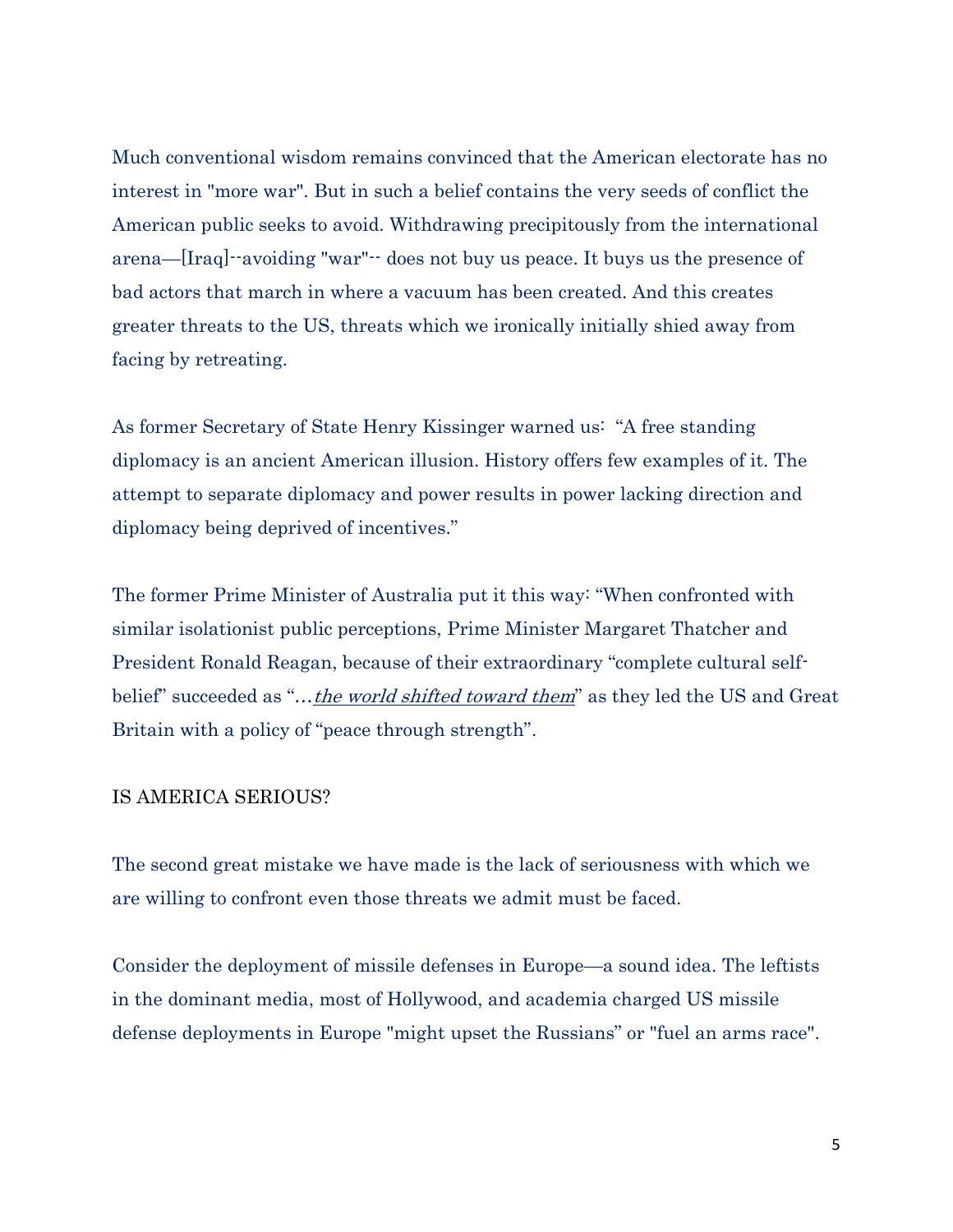Much conventional wisdom remains convinced that the American electorate has no interest in "more war". But in such a belief contains the very seeds of conflict the American public seeks to avoid. Withdrawing precipitously from the international arena—[Iraq]--avoiding "war"-- does not buy us peace. It buys us the presence of bad actors that march in where a vacuum has been created. And this creates greater threats to the US, threats which we ironically initially shied away from facing by retreating.

As former Secretary of State Henry Kissinger warned us: "A free standing diplomacy is an ancient American illusion. History offers few examples of it. The attempt to separate diplomacy and power results in power lacking direction and diplomacy being deprived of incentives."

The former Prime Minister of Australia put it this way: "When confronted with similar isolationist public perceptions, Prime Minister Margaret Thatcher and President Ronald Reagan, because of their extraordinary "complete cultural self-belief" succeeded as "…*the world shifted toward them*" as they led the US and Great Britain with a policy of "peace through strength".

IS AMERICA SERIOUS?

The second great mistake we have made is the lack of seriousness with which we are willing to confront even those threats we admit must be faced.

Consider the deployment of missile defenses in Europe—a sound idea. The leftists in the dominant media, most of Hollywood, and academia charged US missile defense deployments in Europe "might upset the Russians" or "fuel an arms race".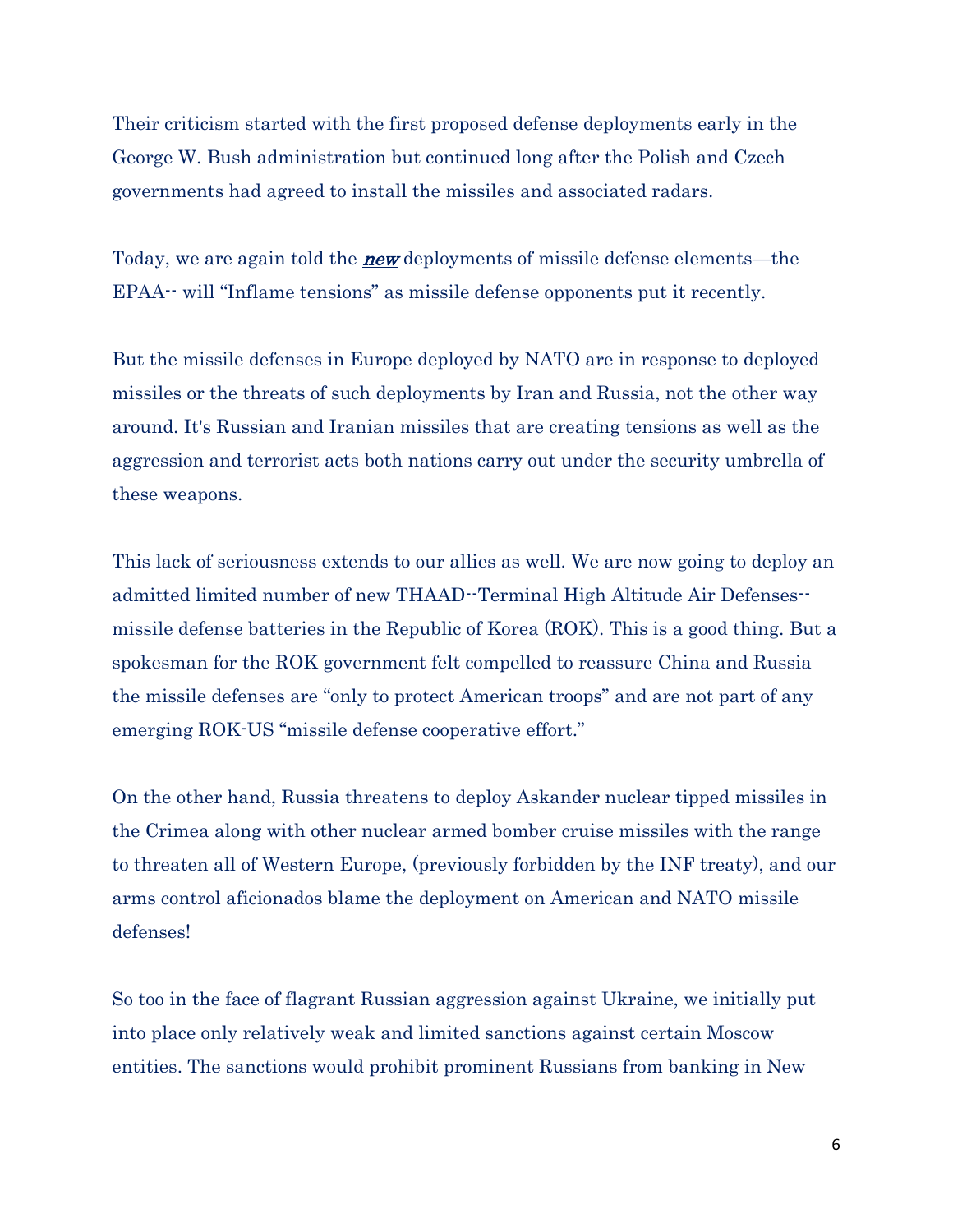Their criticism started with the first proposed defense deployments early in the George W. Bush administration but continued long after the Polish and Czech governments had agreed to install the missiles and associated radars.

Today, we are again told the ***new*** deployments of missile defense elements—the EPAA-- will "Inflame tensions" as missile defense opponents put it recently.

But the missile defenses in Europe deployed by NATO are in response to deployed missiles or the threats of such deployments by Iran and Russia, not the other way around. It's Russian and Iranian missiles that are creating tensions as well as the aggression and terrorist acts both nations carry out under the security umbrella of these weapons.

This lack of seriousness extends to our allies as well. We are now going to deploy an admitted limited number of new THAAD--Terminal High Altitude Air Defenses--missile defense batteries in the Republic of Korea (ROK). This is a good thing. But a spokesman for the ROK government felt compelled to reassure China and Russia the missile defenses are "only to protect American troops" and are not part of any emerging ROK-US "missile defense cooperative effort."

On the other hand, Russia threatens to deploy Askander nuclear tipped missiles in the Crimea along with other nuclear armed bomber cruise missiles with the range to threaten all of Western Europe, (previously forbidden by the INF treaty), and our arms control aficionados blame the deployment on American and NATO missile defenses!

So too in the face of flagrant Russian aggression against Ukraine, we initially put into place only relatively weak and limited sanctions against certain Moscow entities. The sanctions would prohibit prominent Russians from banking in New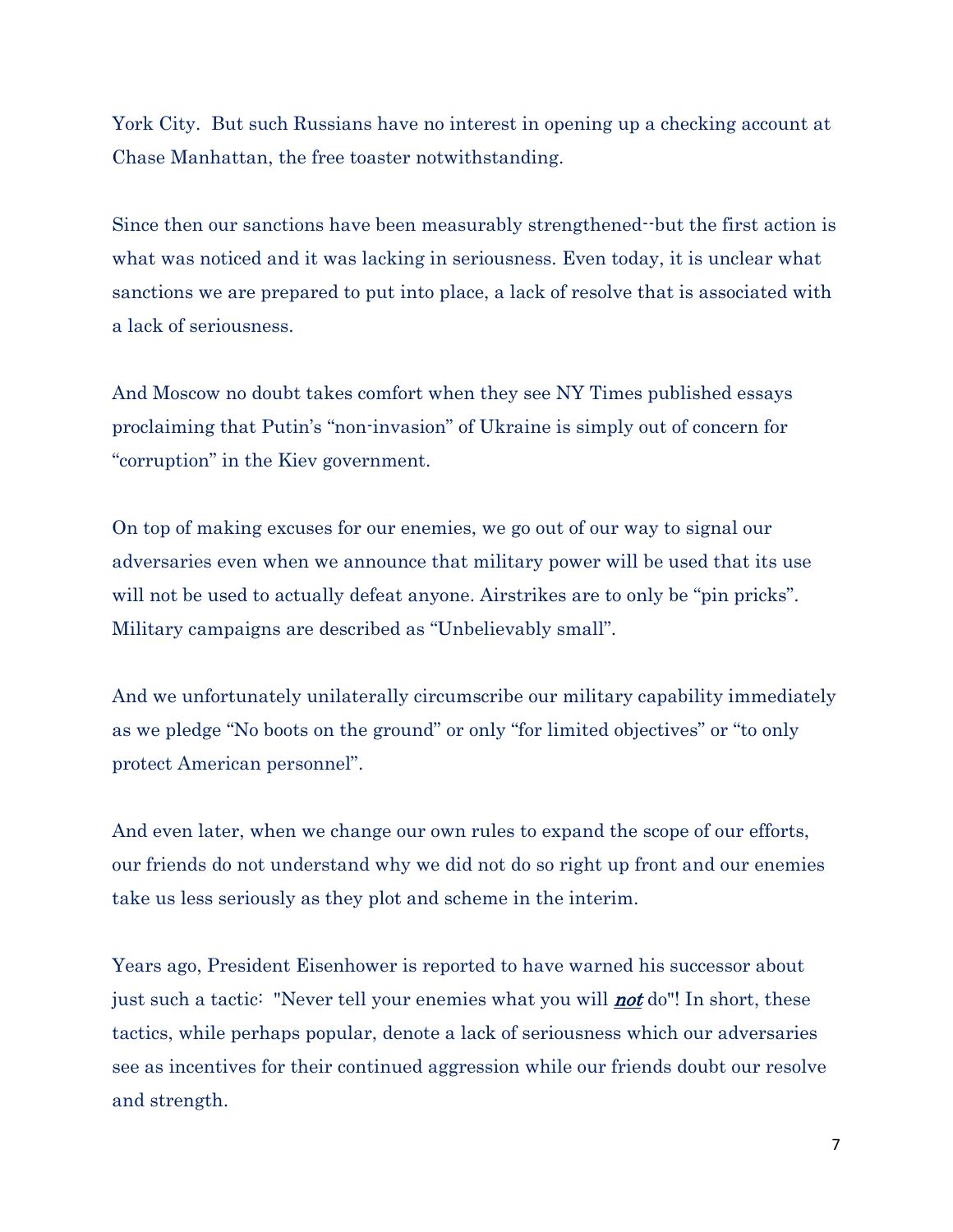York City. But such Russians have no interest in opening up a checking account at Chase Manhattan, the free toaster notwithstanding.

Since then our sanctions have been measurably strengthened--but the first action is what was noticed and it was lacking in seriousness. Even today, it is unclear what sanctions we are prepared to put into place, a lack of resolve that is associated with a lack of seriousness.

And Moscow no doubt takes comfort when they see NY Times published essays proclaiming that Putin's "non-invasion" of Ukraine is simply out of concern for "corruption" in the Kiev government.

On top of making excuses for our enemies, we go out of our way to signal our adversaries even when we announce that military power will be used that its use will not be used to actually defeat anyone. Airstrikes are to only be "pin pricks". Military campaigns are described as "Unbelievably small".

And we unfortunately unilaterally circumscribe our military capability immediately as we pledge "No boots on the ground" or only "for limited objectives" or "to only protect American personnel".

And even later, when we change our own rules to expand the scope of our efforts, our friends do not understand why we did not do so right up front and our enemies take us less seriously as they plot and scheme in the interim.

Years ago, President Eisenhower is reported to have warned his successor about just such a tactic: "Never tell your enemies what you will ***not*** do"! In short, these tactics, while perhaps popular, denote a lack of seriousness which our adversaries see as incentives for their continued aggression while our friends doubt our resolve and strength.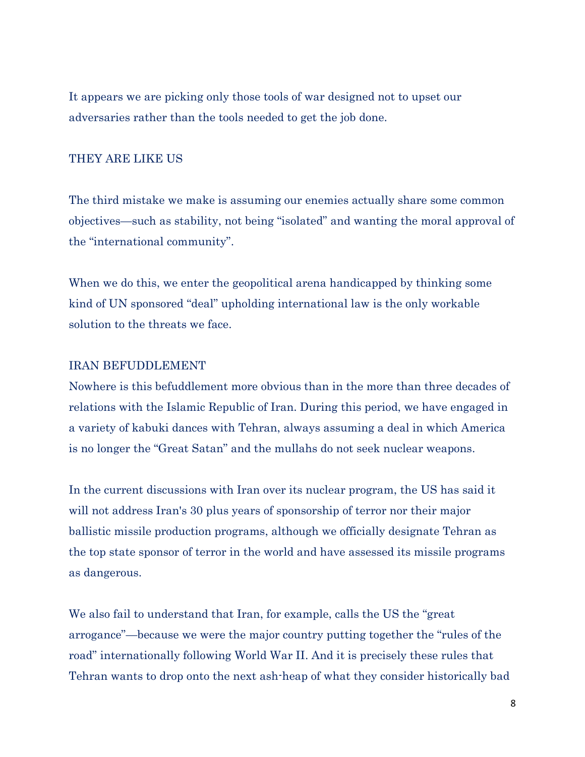It appears we are picking only those tools of war designed not to upset our adversaries rather than the tools needed to get the job done.

## THEY ARE LIKE US

The third mistake we make is assuming our enemies actually share some common objectives—such as stability, not being "isolated" and wanting the moral approval of the "international community".

When we do this, we enter the geopolitical arena handicapped by thinking some kind of UN sponsored "deal" upholding international law is the only workable solution to the threats we face.

## IRAN BEFUDDLEMENT

Nowhere is this befuddlement more obvious than in the more than three decades of relations with the Islamic Republic of Iran. During this period, we have engaged in a variety of kabuki dances with Tehran, always assuming a deal in which America is no longer the "Great Satan" and the mullahs do not seek nuclear weapons.

In the current discussions with Iran over its nuclear program, the US has said it will not address Iran's 30 plus years of sponsorship of terror nor their major ballistic missile production programs, although we officially designate Tehran as the top state sponsor of terror in the world and have assessed its missile programs as dangerous.

We also fail to understand that Iran, for example, calls the US the "great arrogance"—because we were the major country putting together the "rules of the road" internationally following World War II. And it is precisely these rules that Tehran wants to drop onto the next ash-heap of what they consider historically bad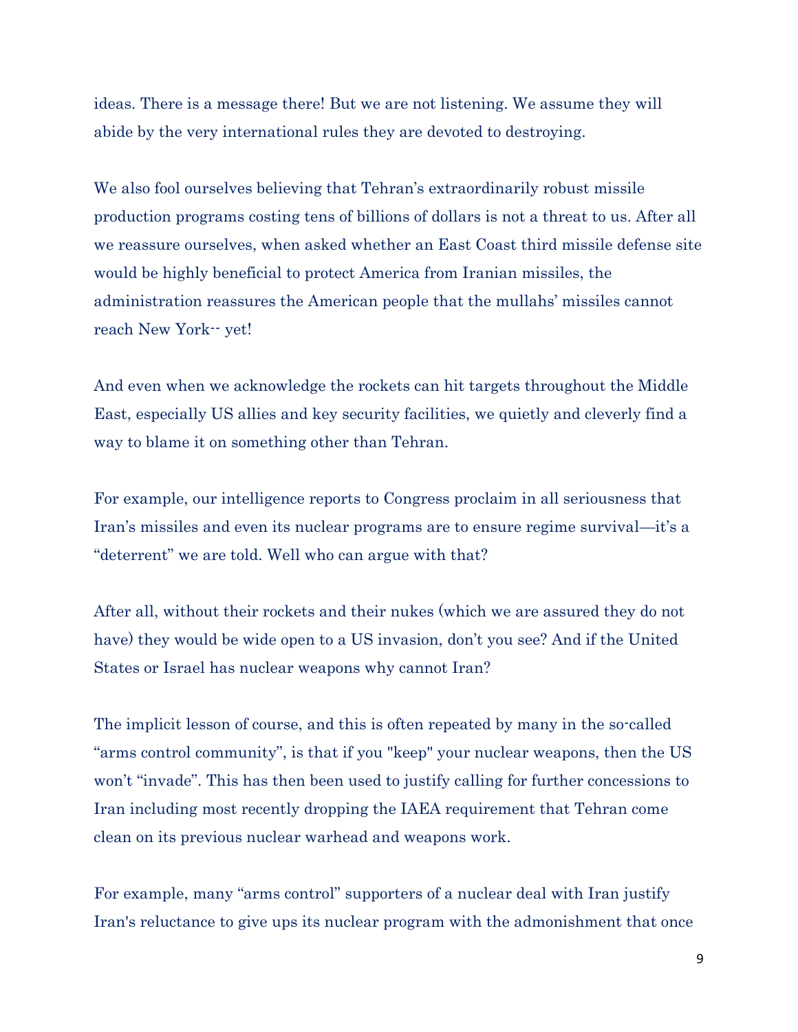ideas. There is a message there! But we are not listening. We assume they will abide by the very international rules they are devoted to destroying.

We also fool ourselves believing that Tehran's extraordinarily robust missile production programs costing tens of billions of dollars is not a threat to us. After all we reassure ourselves, when asked whether an East Coast third missile defense site would be highly beneficial to protect America from Iranian missiles, the administration reassures the American people that the mullahs' missiles cannot reach New York-- yet!

And even when we acknowledge the rockets can hit targets throughout the Middle East, especially US allies and key security facilities, we quietly and cleverly find a way to blame it on something other than Tehran.

For example, our intelligence reports to Congress proclaim in all seriousness that Iran's missiles and even its nuclear programs are to ensure regime survival—it's a "deterrent" we are told. Well who can argue with that?

After all, without their rockets and their nukes (which we are assured they do not have) they would be wide open to a US invasion, don't you see? And if the United States or Israel has nuclear weapons why cannot Iran?

The implicit lesson of course, and this is often repeated by many in the so-called "arms control community", is that if you "keep" your nuclear weapons, then the US won't "invade". This has then been used to justify calling for further concessions to Iran including most recently dropping the IAEA requirement that Tehran come clean on its previous nuclear warhead and weapons work.

For example, many "arms control" supporters of a nuclear deal with Iran justify Iran's reluctance to give ups its nuclear program with the admonishment that once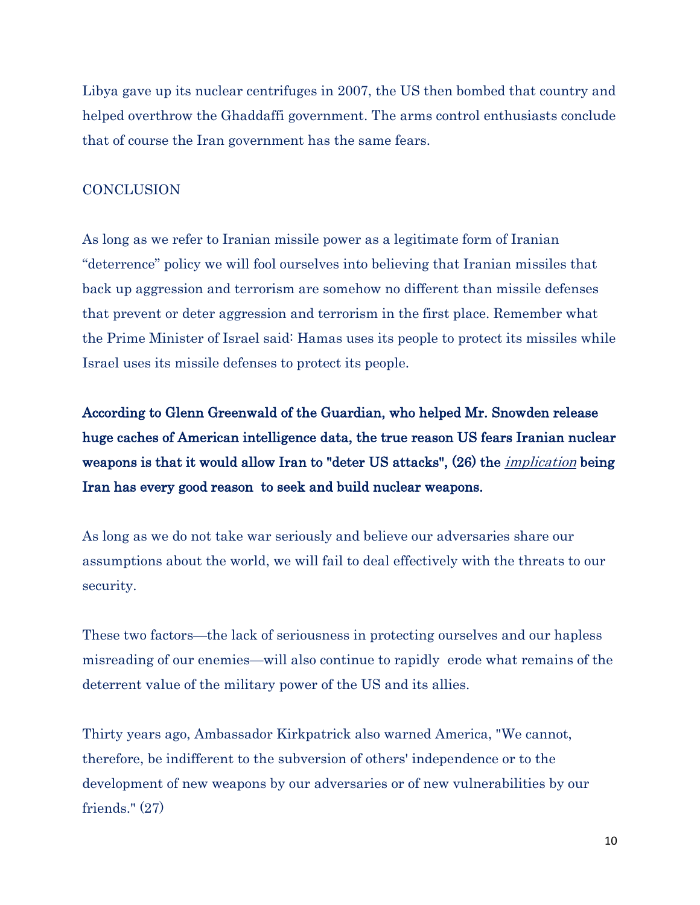Libya gave up its nuclear centrifuges in 2007, the US then bombed that country and helped overthrow the Ghaddaffi government. The arms control enthusiasts conclude that of course the Iran government has the same fears.

## CONCLUSION

As long as we refer to Iranian missile power as a legitimate form of Iranian "deterrence" policy we will fool ourselves into believing that Iranian missiles that back up aggression and terrorism are somehow no different than missile defenses that prevent or deter aggression and terrorism in the first place. Remember what the Prime Minister of Israel said: Hamas uses its people to protect its missiles while Israel uses its missile defenses to protect its people.

**According to Glenn Greenwald of the Guardian, who helped Mr. Snowden release huge caches of American intelligence data, the true reason US fears Iranian nuclear weapons is that it would allow Iran to "deter US attacks", (26) the *implication* being Iran has every good reason to seek and build nuclear weapons.**

As long as we do not take war seriously and believe our adversaries share our assumptions about the world, we will fail to deal effectively with the threats to our security.

These two factors—the lack of seriousness in protecting ourselves and our hapless misreading of our enemies—will also continue to rapidly erode what remains of the deterrent value of the military power of the US and its allies.

Thirty years ago, Ambassador Kirkpatrick also warned America, "We cannot, therefore, be indifferent to the subversion of others' independence or to the development of new weapons by our adversaries or of new vulnerabilities by our friends." (27)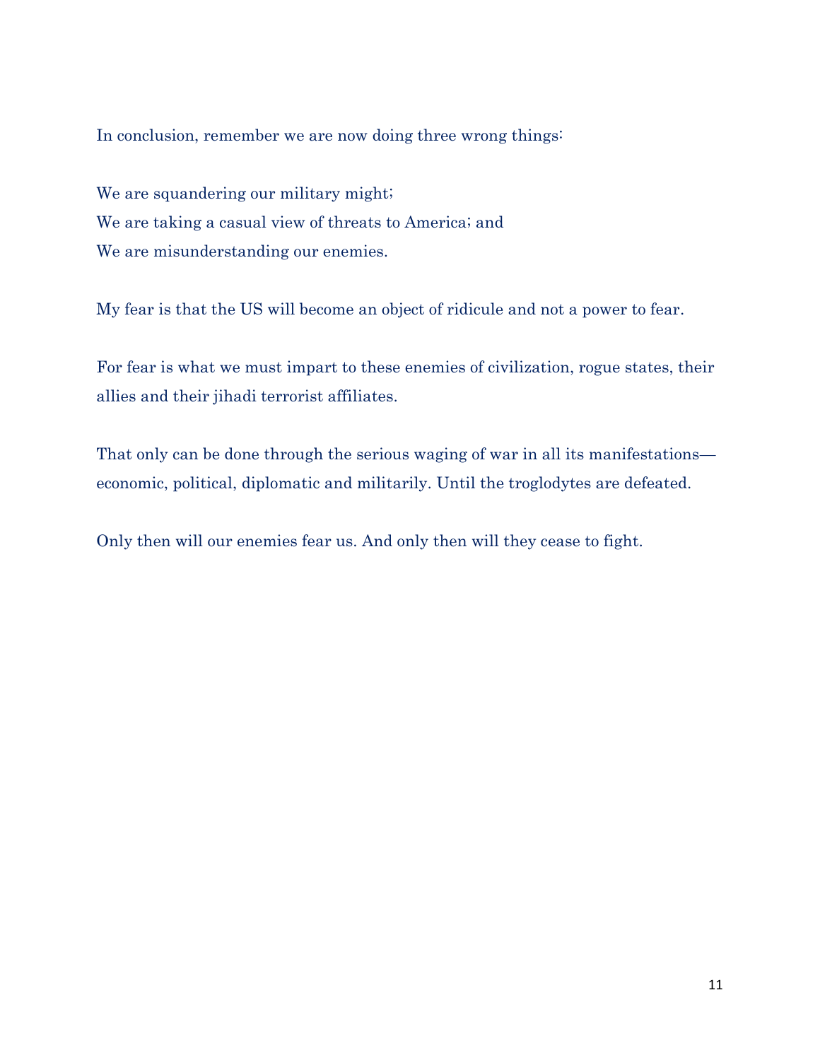In conclusion, remember we are now doing three wrong things:

We are squandering our military might;
We are taking a casual view of threats to America; and
We are misunderstanding our enemies.

My fear is that the US will become an object of ridicule and not a power to fear.

For fear is what we must impart to these enemies of civilization, rogue states, their allies and their jihadi terrorist affiliates.

That only can be done through the serious waging of war in all its manifestations—economic, political, diplomatic and militarily. Until the troglodytes are defeated.

Only then will our enemies fear us. And only then will they cease to fight.